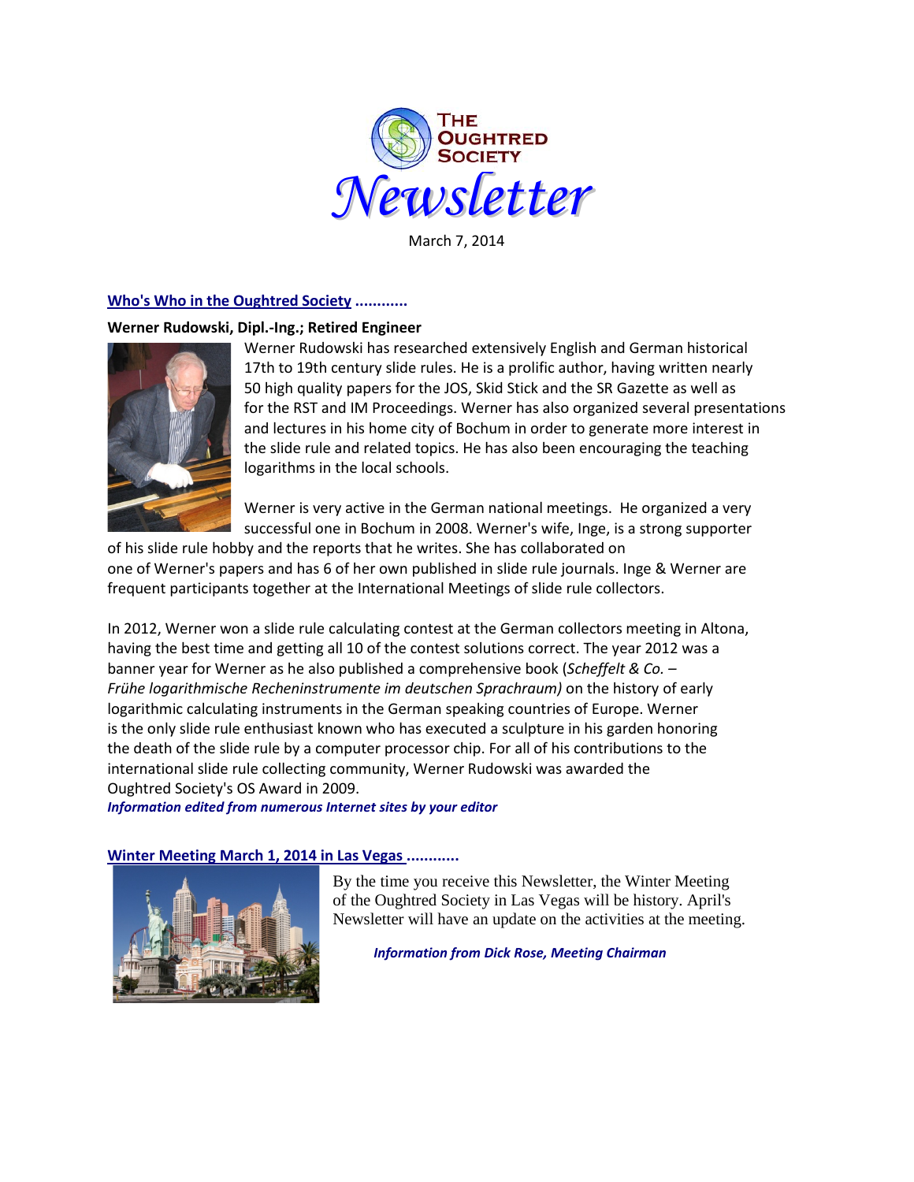# The Oughtred Society Newsletter

March 7, 2014

## Who's Who in the Oughtred Society ............

**Werner Rudowski, Dipl.-Ing.; Retired Engineer**

Werner Rudowski has researched extensively English and German historical 17th to 19th century slide rules. He is a prolific author, having written nearly 50 high quality papers for the JOS, Skid Stick and the SR Gazette as well as for the RST and IM Proceedings. Werner has also organized several presentations and lectures in his home city of Bochum in order to generate more interest in the slide rule and related topics. He has also been encouraging the teaching logarithms in the local schools.

Werner is very active in the German national meetings. He organized a very successful one in Bochum in 2008. Werner's wife, Inge, is a strong supporter of his slide rule hobby and the reports that he writes. She has collaborated on one of Werner's papers and has 6 of her own published in slide rule journals. Inge & Werner are frequent participants together at the International Meetings of slide rule collectors.

In 2012, Werner won a slide rule calculating contest at the German collectors meeting in Altona, having the best time and getting all 10 of the contest solutions correct. The year 2012 was a banner year for Werner as he also published a comprehensive book (*Scheffelt & Co. – Frühe logarithmische Recheninstrumente im deutschen Sprachraum)* on the history of early logarithmic calculating instruments in the German speaking countries of Europe. Werner is the only slide rule enthusiast known who has executed a sculpture in his garden honoring the death of the slide rule by a computer processor chip. For all of his contributions to the international slide rule collecting community, Werner Rudowski was awarded the Oughtred Society's OS Award in 2009.

***Information edited from numerous Internet sites by your editor***

## Winter Meeting March 1, 2014 in Las Vegas ............

By the time you receive this Newsletter, the Winter Meeting of the Oughtred Society in Las Vegas will be history. April's Newsletter will have an update on the activities at the meeting.

***Information from Dick Rose, Meeting Chairman***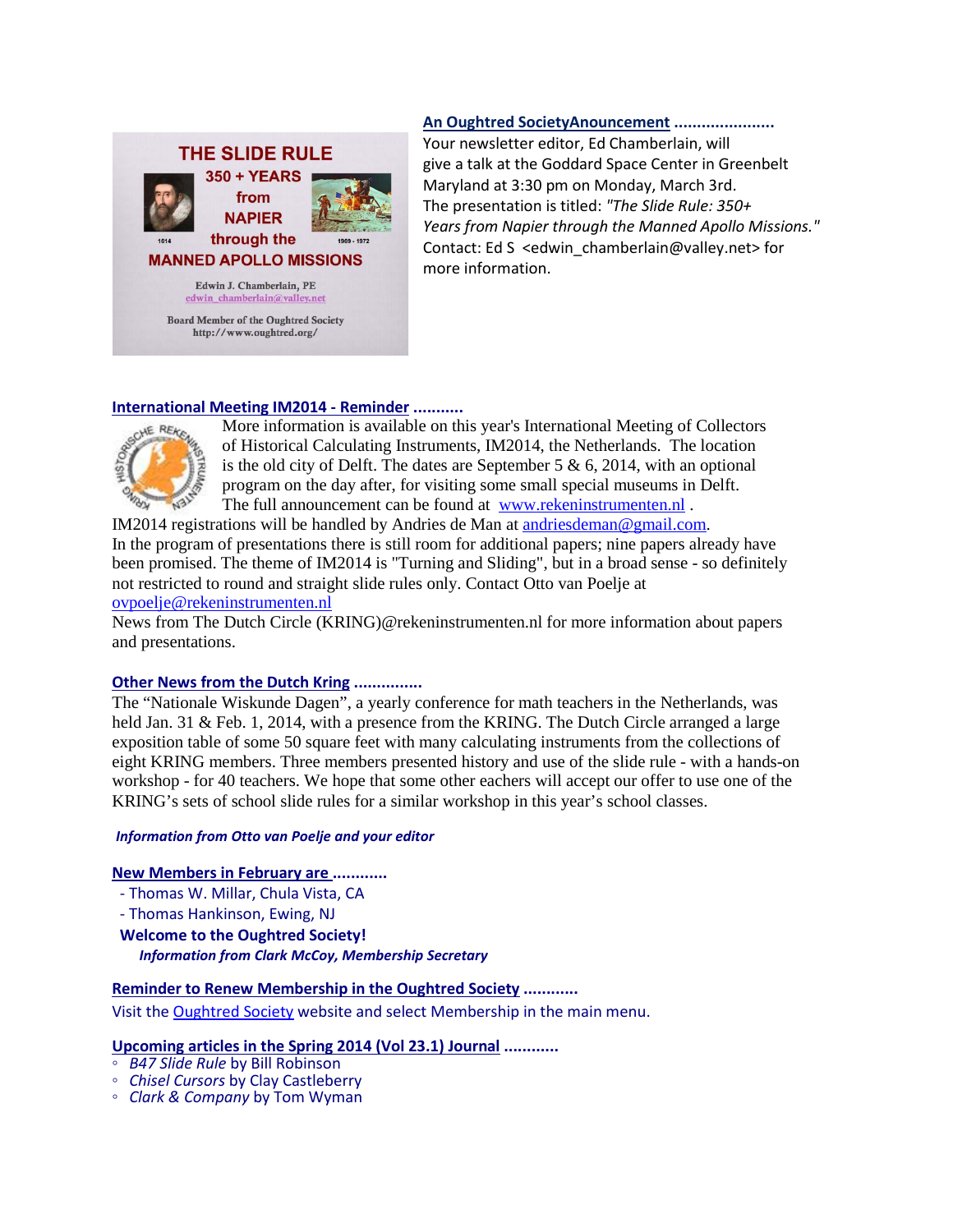THE SLIDE RULE
350 + YEARS
from
NAPIER
through the
MANNED APOLLO MISSIONS

1614 — 1969 - 1972

Edwin J. Chamberlain, PE
edwin_chamberlain@valley.net

Board Member of the Oughtred Society
http://www.oughtred.org/

### An Oughtred SocietyAnouncement .....................

Your newsletter editor, Ed Chamberlain, will give a talk at the Goddard Space Center in Greenbelt Maryland at 3:30 pm on Monday, March 3rd.
The presentation is titled: *"The Slide Rule: 350+ Years from Napier through the Manned Apollo Missions."*
Contact: Ed S <edwin_chamberlain@valley.net> for more information.

### International Meeting IM2014 - Reminder ..........

More information is available on this year's International Meeting of Collectors of Historical Calculating Instruments, IM2014, the Netherlands. The location is the old city of Delft. The dates are September 5 & 6, 2014, with an optional program on the day after, for visiting some small special museums in Delft. The full announcement can be found at www.rekeninstrumenten.nl .
IM2014 registrations will be handled by Andries de Man at andriesdeman@gmail.com.
In the program of presentations there is still room for additional papers; nine papers already have been promised. The theme of IM2014 is "Turning and Sliding", but in a broad sense - so definitely not restricted to round and straight slide rules only. Contact Otto van Poelje at ovpoelje@rekeninstrumenten.nl
News from The Dutch Circle (KRING)@rekeninstrumenten.nl for more information about papers and presentations.

### Other News from the Dutch Kring ..............

The "Nationale Wiskunde Dagen", a yearly conference for math teachers in the Netherlands, was held Jan. 31 & Feb. 1, 2014, with a presence from the KRING. The Dutch Circle arranged a large exposition table of some 50 square feet with many calculating instruments from the collections of eight KRING members. Three members presented history and use of the slide rule - with a hands-on workshop - for 40 teachers. We hope that some other eachers will accept our offer to use one of the KRING's sets of school slide rules for a similar workshop in this year's school classes.

***Information from Otto van Poelje and your editor***

### New Members in February are ...........

- Thomas W. Millar, Chula Vista, CA
- Thomas Hankinson, Ewing, NJ

**Welcome to the Oughtred Society!**

***Information from Clark McCoy, Membership Secretary***

### Reminder to Renew Membership in the Oughtred Society ...........

Visit the Oughtred Society website and select Membership in the main menu.

### Upcoming articles in the Spring 2014 (Vol 23.1) Journal ...........

- *B47 Slide Rule* by Bill Robinson
- *Chisel Cursors* by Clay Castleberry
- *Clark & Company* by Tom Wyman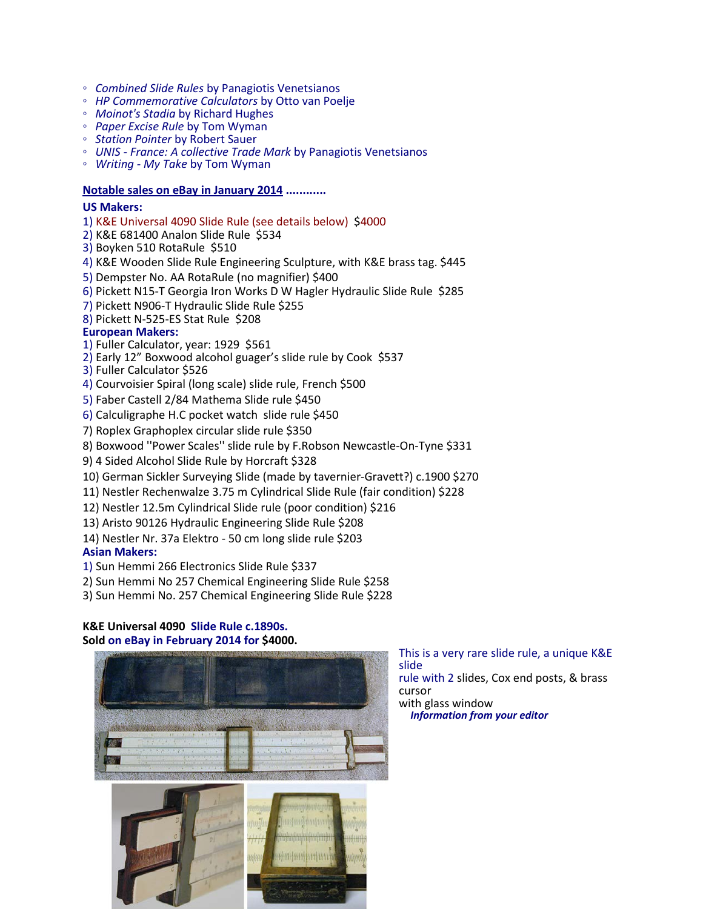- *Combined Slide Rules* by Panagiotis Venetsianos
- *HP Commemorative Calculators* by Otto van Poelje
- *Moinot's Stadia* by Richard Hughes
- *Paper Excise Rule* by Tom Wyman
- *Station Pointer* by Robert Sauer
- *UNIS - France: A collective Trade Mark* by Panagiotis Venetsianos
- *Writing - My Take* by Tom Wyman

**Notable sales on eBay in January 2014 ............**

**US Makers:**

1) K&E Universal 4090 Slide Rule (see details below) $4000
2) K&E 681400 Analon Slide Rule $534
3) Boyken 510 RotaRule $510
4) K&E Wooden Slide Rule Engineering Sculpture, with K&E brass tag. $445
5) Dempster No. AA RotaRule (no magnifier) $400
6) Pickett N15-T Georgia Iron Works D W Hagler Hydraulic Slide Rule $285
7) Pickett N906-T Hydraulic Slide Rule $255
8) Pickett N-525-ES Stat Rule $208

**European Makers:**

1) Fuller Calculator, year: 1929 $561
2) Early 12” Boxwood alcohol guager’s slide rule by Cook $537
3) Fuller Calculator $526
4) Courvoisier Spiral (long scale) slide rule, French $500
5) Faber Castell 2/84 Mathema Slide rule $450
6) Calculigraphe H.C pocket watch slide rule $450
7) Roplex Graphoplex circular slide rule $350
8) Boxwood ''Power Scales'' slide rule by F.Robson Newcastle-On-Tyne $331
9) 4 Sided Alcohol Slide Rule by Horcraft $328
10) German Sickler Surveying Slide (made by tavernier-Gravett?) c.1900 $270
11) Nestler Rechenwalze 3.75 m Cylindrical Slide Rule (fair condition) $228
12) Nestler 12.5m Cylindrical Slide rule (poor condition) $216
13) Aristo 90126 Hydraulic Engineering Slide Rule $208
14) Nestler Nr. 37a Elektro - 50 cm long slide rule $203

**Asian Makers:**

1) Sun Hemmi 266 Electronics Slide Rule $337
2) Sun Hemmi No 257 Chemical Engineering Slide Rule $258
3) Sun Hemmi No. 257 Chemical Engineering Slide Rule $228

**K&E Universal 4090 Slide Rule c.1890s.**
**Sold on eBay in February 2014 for $4000.**

This is a very rare slide rule, a unique K&E slide rule with 2 slides, Cox end posts, & brass cursor with glass window

***Information from your editor***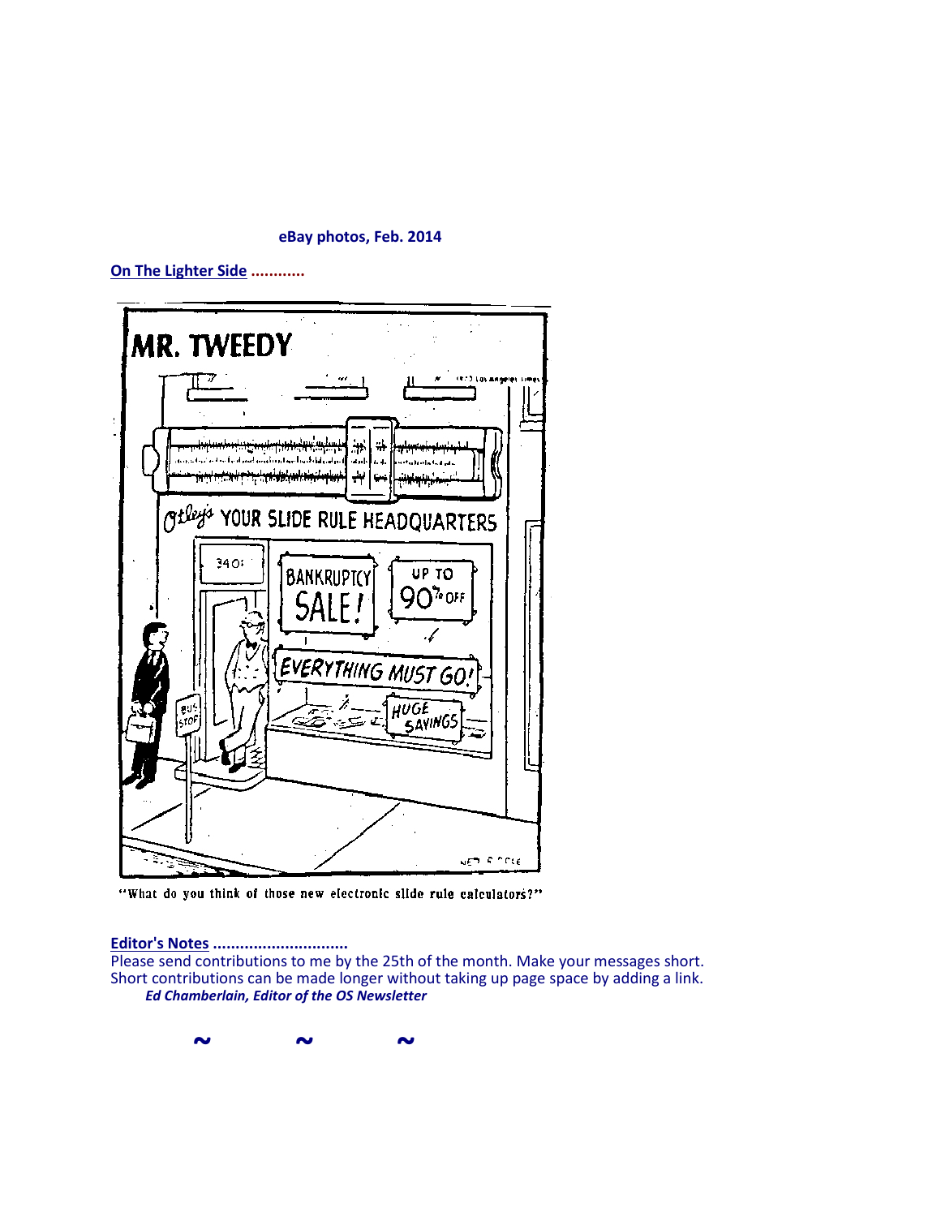**eBay photos, Feb. 2014**

**On The Lighter Side ............**

"What do you think of those new electronic slide rule calculators?"

**Editor's Notes .............................**

Please send contributions to me by the 25th of the month. Make your messages short. Short contributions can be made longer without taking up page space by adding a link.

***Ed Chamberlain, Editor of the OS Newsletter***

~ ~ ~